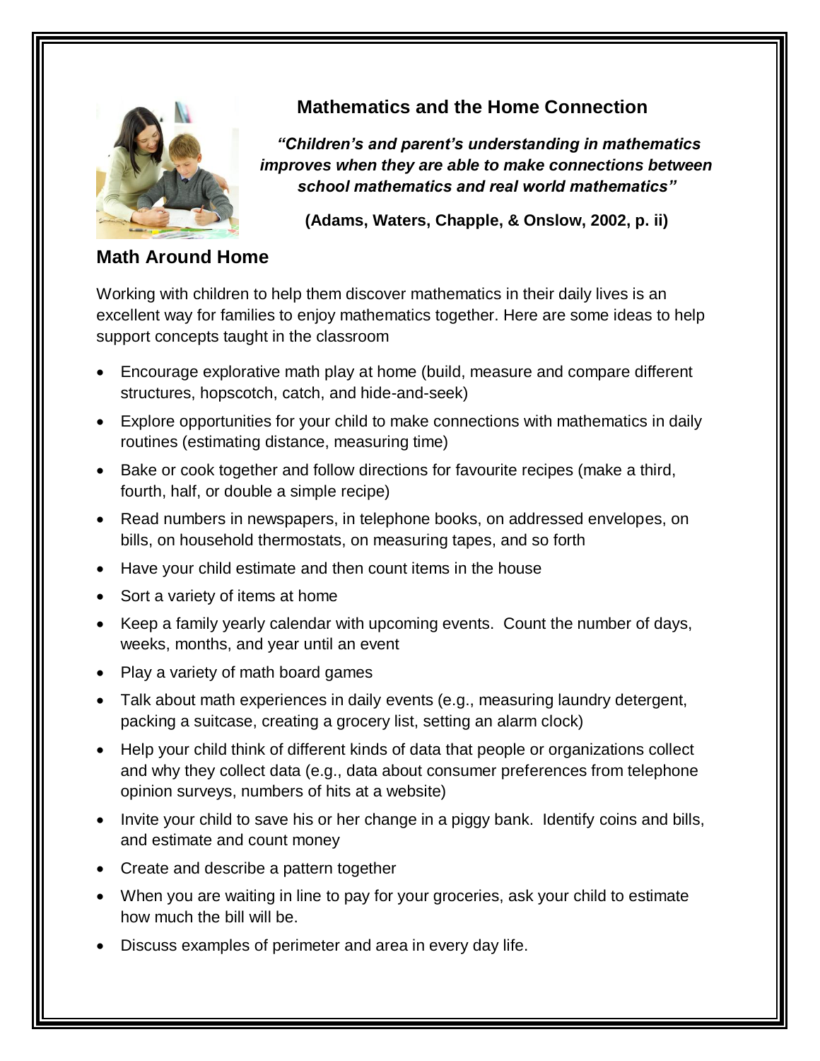# Mathematics and the Home Connection

***"Children's and parent's understanding in mathematics improves when they are able to make connections between school mathematics and real world mathematics"***

**(Adams, Waters, Chapple, & Onslow, 2002, p. ii)**

## Math Around Home

Working with children to help them discover mathematics in their daily lives is an excellent way for families to enjoy mathematics together. Here are some ideas to help support concepts taught in the classroom

- Encourage explorative math play at home (build, measure and compare different structures, hopscotch, catch, and hide-and-seek)
- Explore opportunities for your child to make connections with mathematics in daily routines (estimating distance, measuring time)
- Bake or cook together and follow directions for favourite recipes (make a third, fourth, half, or double a simple recipe)
- Read numbers in newspapers, in telephone books, on addressed envelopes, on bills, on household thermostats, on measuring tapes, and so forth
- Have your child estimate and then count items in the house
- Sort a variety of items at home
- Keep a family yearly calendar with upcoming events. Count the number of days, weeks, months, and year until an event
- Play a variety of math board games
- Talk about math experiences in daily events (e.g., measuring laundry detergent, packing a suitcase, creating a grocery list, setting an alarm clock)
- Help your child think of different kinds of data that people or organizations collect and why they collect data (e.g., data about consumer preferences from telephone opinion surveys, numbers of hits at a website)
- Invite your child to save his or her change in a piggy bank. Identify coins and bills, and estimate and count money
- Create and describe a pattern together
- When you are waiting in line to pay for your groceries, ask your child to estimate how much the bill will be.
- Discuss examples of perimeter and area in every day life.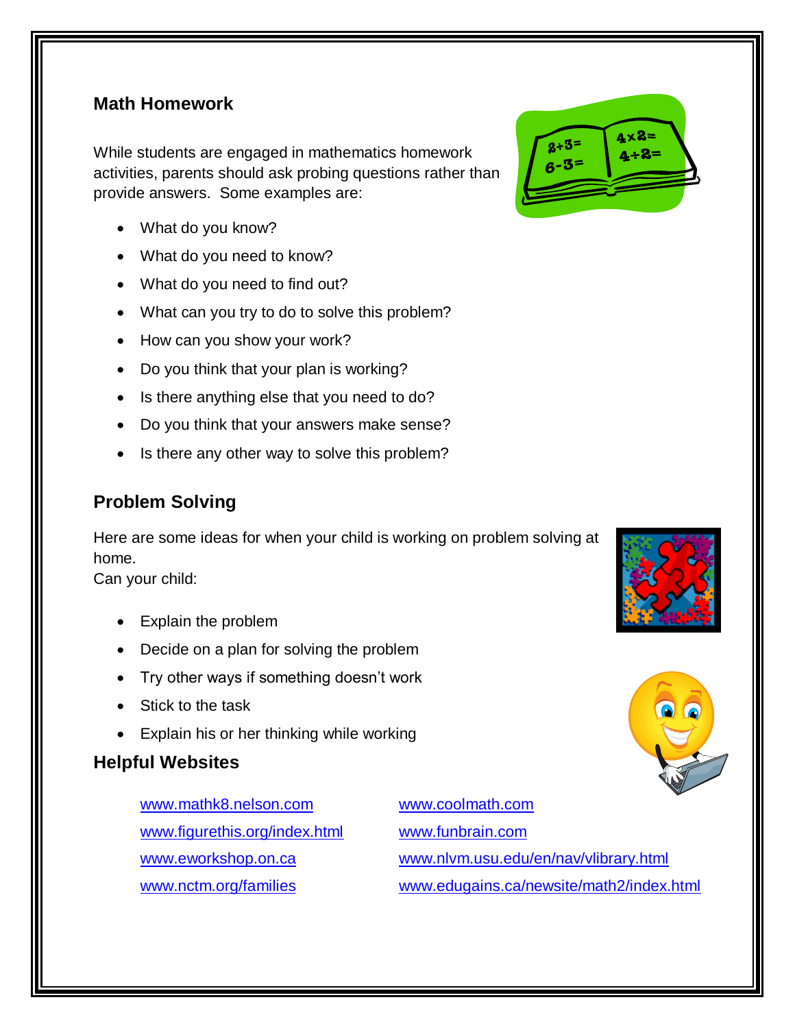## Math Homework

While students are engaged in mathematics homework activities, parents should ask probing questions rather than provide answers. Some examples are:

- What do you know?
- What do you need to know?
- What do you need to find out?
- What can you try to do to solve this problem?
- How can you show your work?
- Do you think that your plan is working?
- Is there anything else that you need to do?
- Do you think that your answers make sense?
- Is there any other way to solve this problem?

## Problem Solving

Here are some ideas for when your child is working on problem solving at home.
Can your child:

- Explain the problem
- Decide on a plan for solving the problem
- Try other ways if something doesn't work
- Stick to the task
- Explain his or her thinking while working

## Helpful Websites

- www.mathk8.nelson.com
- www.figurethis.org/index.html
- www.eworkshop.on.ca
- www.nctm.org/families
- www.coolmath.com
- www.funbrain.com
- www.nlvm.usu.edu/en/nav/vlibrary.html
- www.edugains.ca/newsite/math2/index.html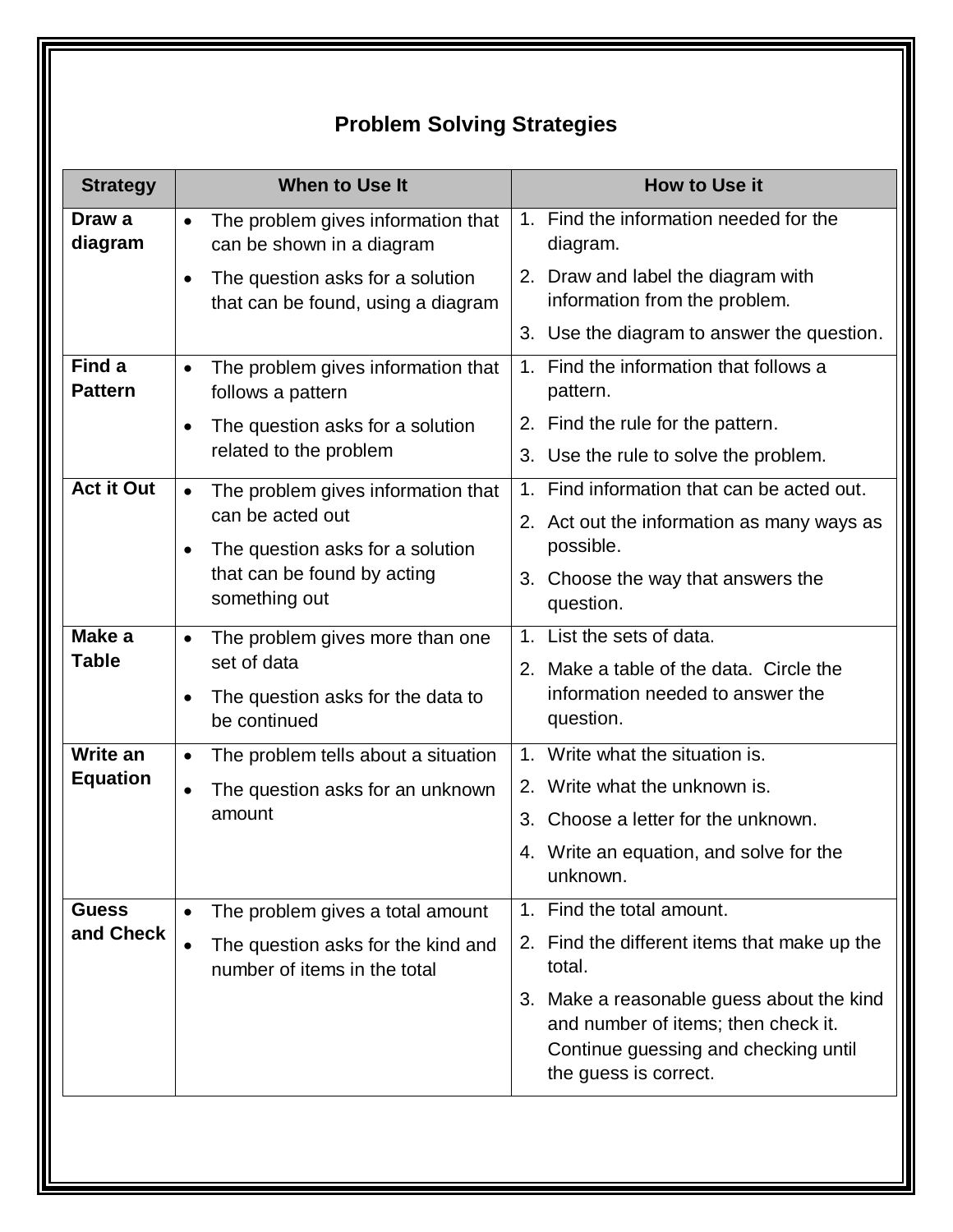# Problem Solving Strategies

| Strategy | When to Use It | How to Use it |
|---|---|---|
| **Draw a diagram** | • The problem gives information that can be shown in a diagram<br>• The question asks for a solution that can be found, using a diagram | 1. Find the information needed for the diagram.<br>2. Draw and label the diagram with information from the problem.<br>3. Use the diagram to answer the question. |
| **Find a Pattern** | • The problem gives information that follows a pattern<br>• The question asks for a solution related to the problem | 1. Find the information that follows a pattern.<br>2. Find the rule for the pattern.<br>3. Use the rule to solve the problem. |
| **Act it Out** | • The problem gives information that can be acted out<br>• The question asks for a solution that can be found by acting something out | 1. Find information that can be acted out.<br>2. Act out the information as many ways as possible.<br>3. Choose the way that answers the question. |
| **Make a Table** | • The problem gives more than one set of data<br>• The question asks for the data to be continued | 1. List the sets of data.<br>2. Make a table of the data. Circle the information needed to answer the question. |
| **Write an Equation** | • The problem tells about a situation<br>• The question asks for an unknown amount | 1. Write what the situation is.<br>2. Write what the unknown is.<br>3. Choose a letter for the unknown.<br>4. Write an equation, and solve for the unknown. |
| **Guess and Check** | • The problem gives a total amount<br>• The question asks for the kind and number of items in the total | 1. Find the total amount.<br>2. Find the different items that make up the total.<br>3. Make a reasonable guess about the kind and number of items; then check it. Continue guessing and checking until the guess is correct. |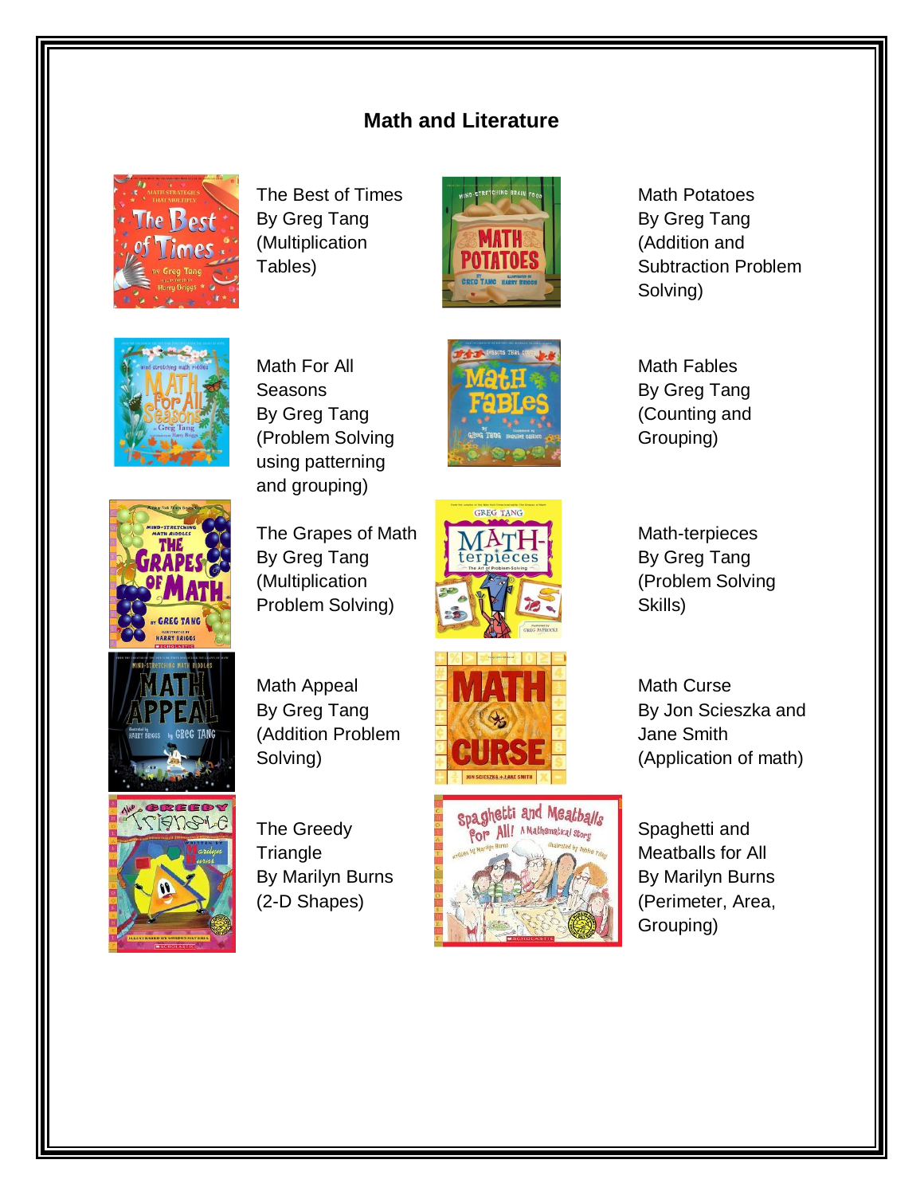# Math and Literature

The Best of Times
By Greg Tang
(Multiplication Tables)

Math Potatoes
By Greg Tang
(Addition and Subtraction Problem Solving)

Math For All Seasons
By Greg Tang
(Problem Solving using patterning and grouping)

Math Fables
By Greg Tang
(Counting and Grouping)

The Grapes of Math
By Greg Tang
(Multiplication Problem Solving)

Math-terpieces
By Greg Tang
(Problem Solving Skills)

Math Appeal
By Greg Tang
(Addition Problem Solving)

Math Curse
By Jon Scieszka and Jane Smith
(Application of math)

The Greedy Triangle
By Marilyn Burns
(2-D Shapes)

Spaghetti and Meatballs for All
By Marilyn Burns
(Perimeter, Area, Grouping)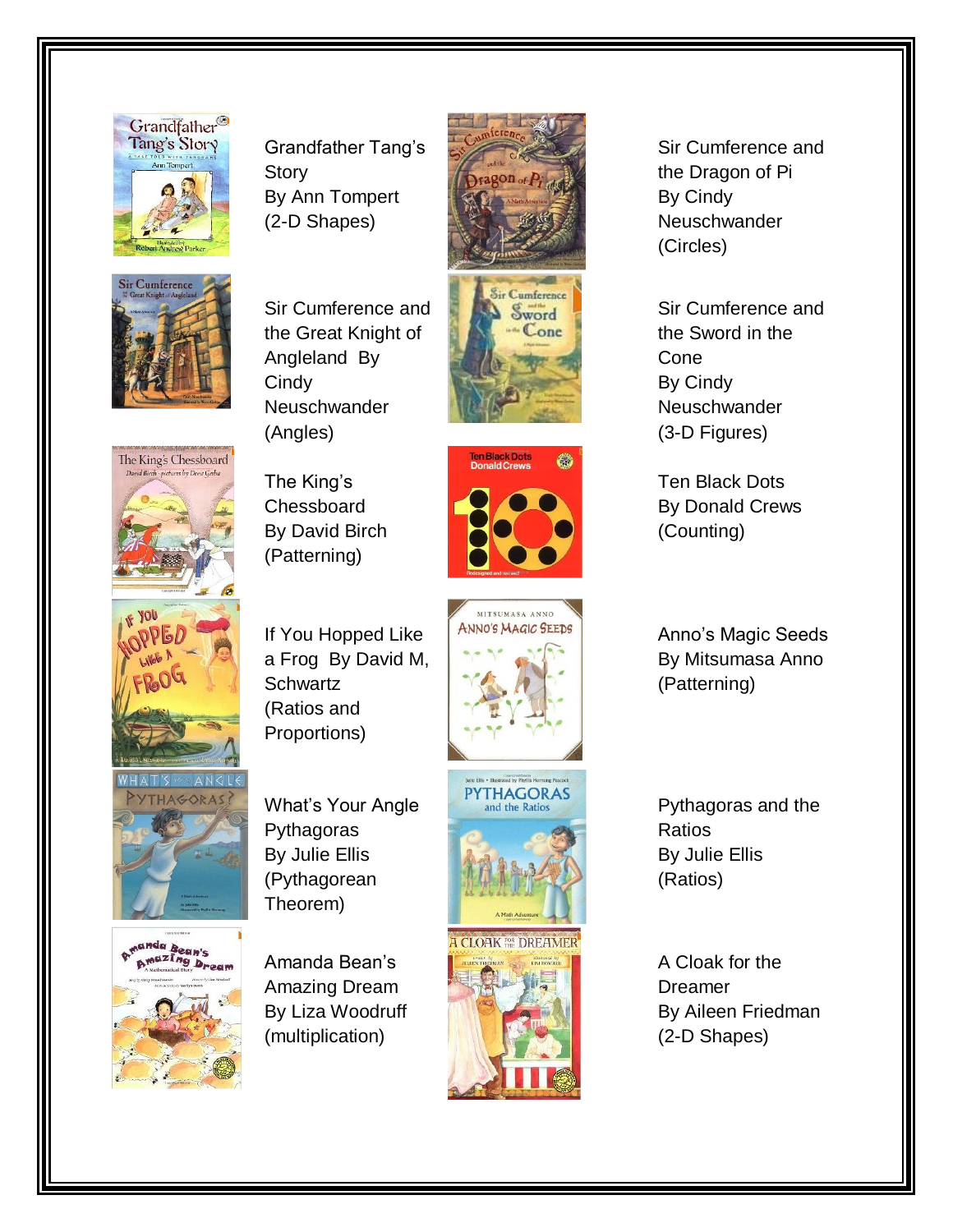Grandfather Tang's Story
By Ann Tompert
(2-D Shapes)

Sir Cumference and the Dragon of Pi
By Cindy Neuschwander
(Circles)

Sir Cumference and the Great Knight of Angleland By Cindy Neuschwander
(Angles)

Sir Cumference and the Sword in the Cone
By Cindy Neuschwander
(3-D Figures)

The King's Chessboard
By David Birch
(Patterning)

Ten Black Dots
By Donald Crews
(Counting)

If You Hopped Like a Frog By David M, Schwartz
(Ratios and Proportions)

Anno's Magic Seeds
By Mitsumasa Anno
(Patterning)

What's Your Angle Pythagoras
By Julie Ellis
(Pythagorean Theorem)

Pythagoras and the Ratios
By Julie Ellis
(Ratios)

Amanda Bean's Amazing Dream
By Liza Woodruff
(multiplication)

A Cloak for the Dreamer
By Aileen Friedman
(2-D Shapes)